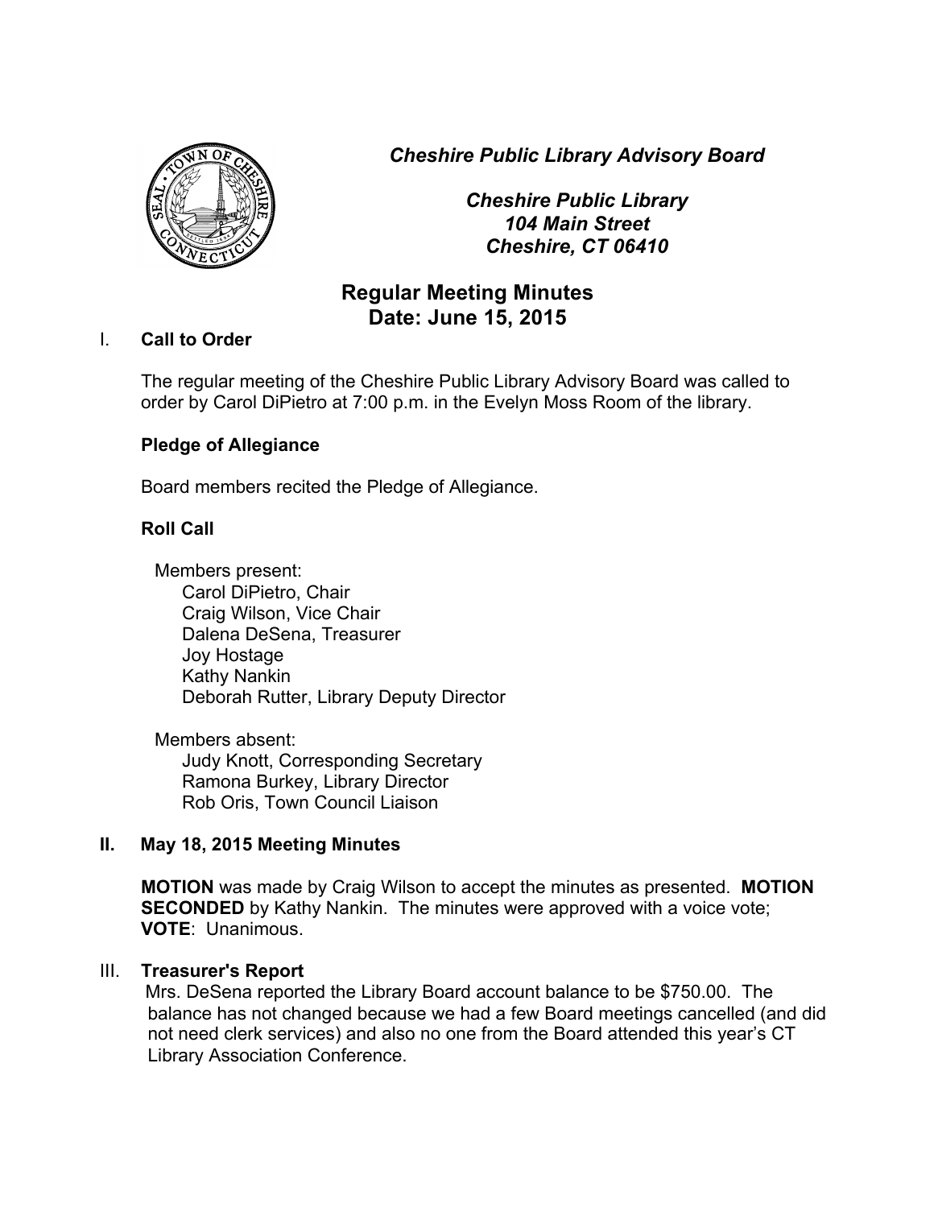***Cheshire Public Library Advisory Board***

***Cheshire Public Library***
***104 Main Street***
***Cheshire, CT 06410***

# Regular Meeting Minutes
## Date: June 15, 2015

### I. Call to Order

The regular meeting of the Cheshire Public Library Advisory Board was called to order by Carol DiPietro at 7:00 p.m. in the Evelyn Moss Room of the library.

**Pledge of Allegiance**

Board members recited the Pledge of Allegiance.

**Roll Call**

Members present:
- Carol DiPietro, Chair
- Craig Wilson, Vice Chair
- Dalena DeSena, Treasurer
- Joy Hostage
- Kathy Nankin
- Deborah Rutter, Library Deputy Director

Members absent:
- Judy Knott, Corresponding Secretary
- Ramona Burkey, Library Director
- Rob Oris, Town Council Liaison

### II. May 18, 2015 Meeting Minutes

**MOTION** was made by Craig Wilson to accept the minutes as presented. **MOTION SECONDED** by Kathy Nankin. The minutes were approved with a voice vote; **VOTE**: Unanimous.

### III. Treasurer's Report

Mrs. DeSena reported the Library Board account balance to be $750.00. The balance has not changed because we had a few Board meetings cancelled (and did not need clerk services) and also no one from the Board attended this year's CT Library Association Conference.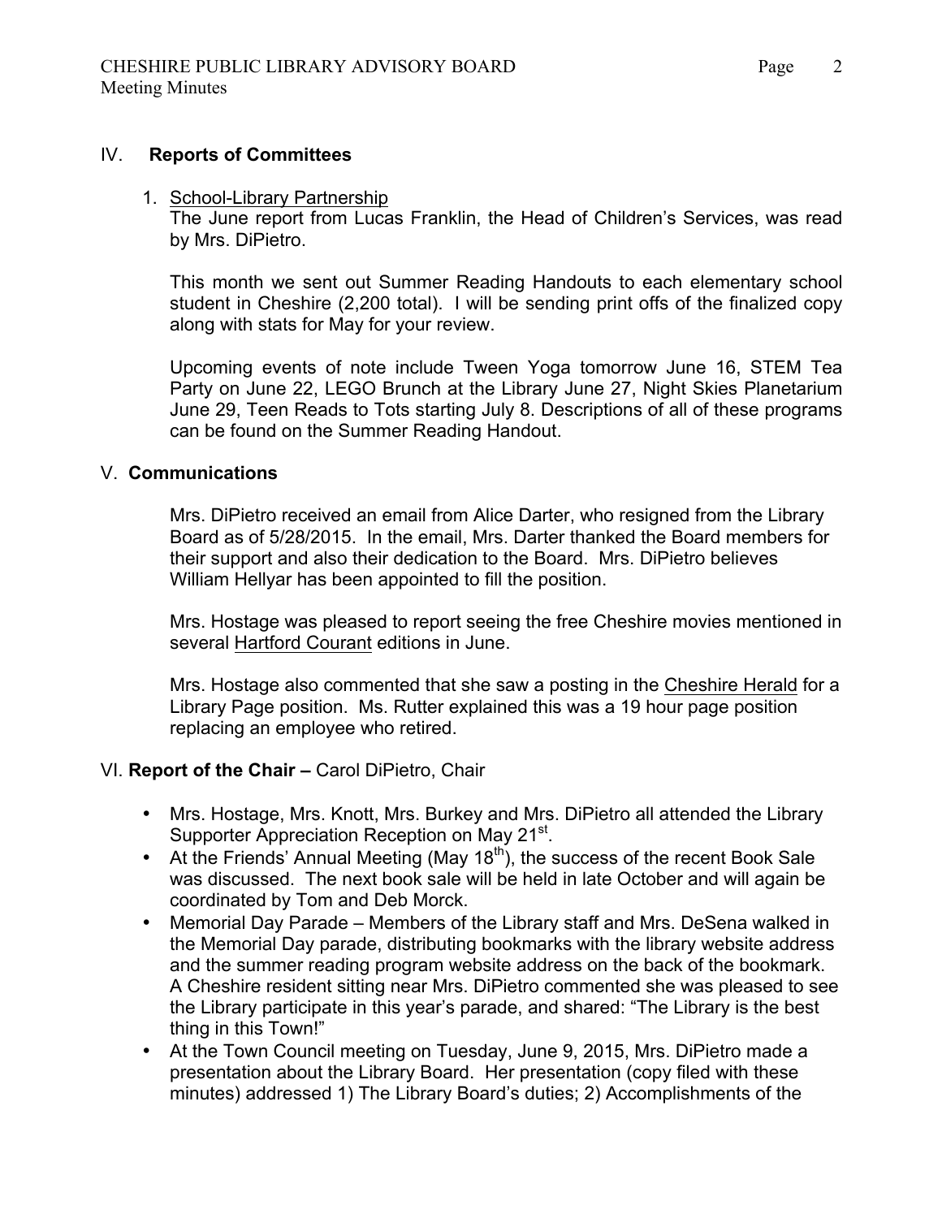## IV. **Reports of Committees**

1. School-Library Partnership

   The June report from Lucas Franklin, the Head of Children's Services, was read by Mrs. DiPietro.

   This month we sent out Summer Reading Handouts to each elementary school student in Cheshire (2,200 total). I will be sending print offs of the finalized copy along with stats for May for your review.

   Upcoming events of note include Tween Yoga tomorrow June 16, STEM Tea Party on June 22, LEGO Brunch at the Library June 27, Night Skies Planetarium June 29, Teen Reads to Tots starting July 8. Descriptions of all of these programs can be found on the Summer Reading Handout.

## V. **Communications**

Mrs. DiPietro received an email from Alice Darter, who resigned from the Library Board as of 5/28/2015. In the email, Mrs. Darter thanked the Board members for their support and also their dedication to the Board. Mrs. DiPietro believes William Hellyar has been appointed to fill the position.

Mrs. Hostage was pleased to report seeing the free Cheshire movies mentioned in several Hartford Courant editions in June.

Mrs. Hostage also commented that she saw a posting in the Cheshire Herald for a Library Page position. Ms. Rutter explained this was a 19 hour page position replacing an employee who retired.

## VI. **Report of the Chair –** Carol DiPietro, Chair

- Mrs. Hostage, Mrs. Knott, Mrs. Burkey and Mrs. DiPietro all attended the Library Supporter Appreciation Reception on May 21st.
- At the Friends' Annual Meeting (May 18th), the success of the recent Book Sale was discussed. The next book sale will be held in late October and will again be coordinated by Tom and Deb Morck.
- Memorial Day Parade – Members of the Library staff and Mrs. DeSena walked in the Memorial Day parade, distributing bookmarks with the library website address and the summer reading program website address on the back of the bookmark. A Cheshire resident sitting near Mrs. DiPietro commented she was pleased to see the Library participate in this year's parade, and shared: "The Library is the best thing in this Town!"
- At the Town Council meeting on Tuesday, June 9, 2015, Mrs. DiPietro made a presentation about the Library Board. Her presentation (copy filed with these minutes) addressed 1) The Library Board's duties; 2) Accomplishments of the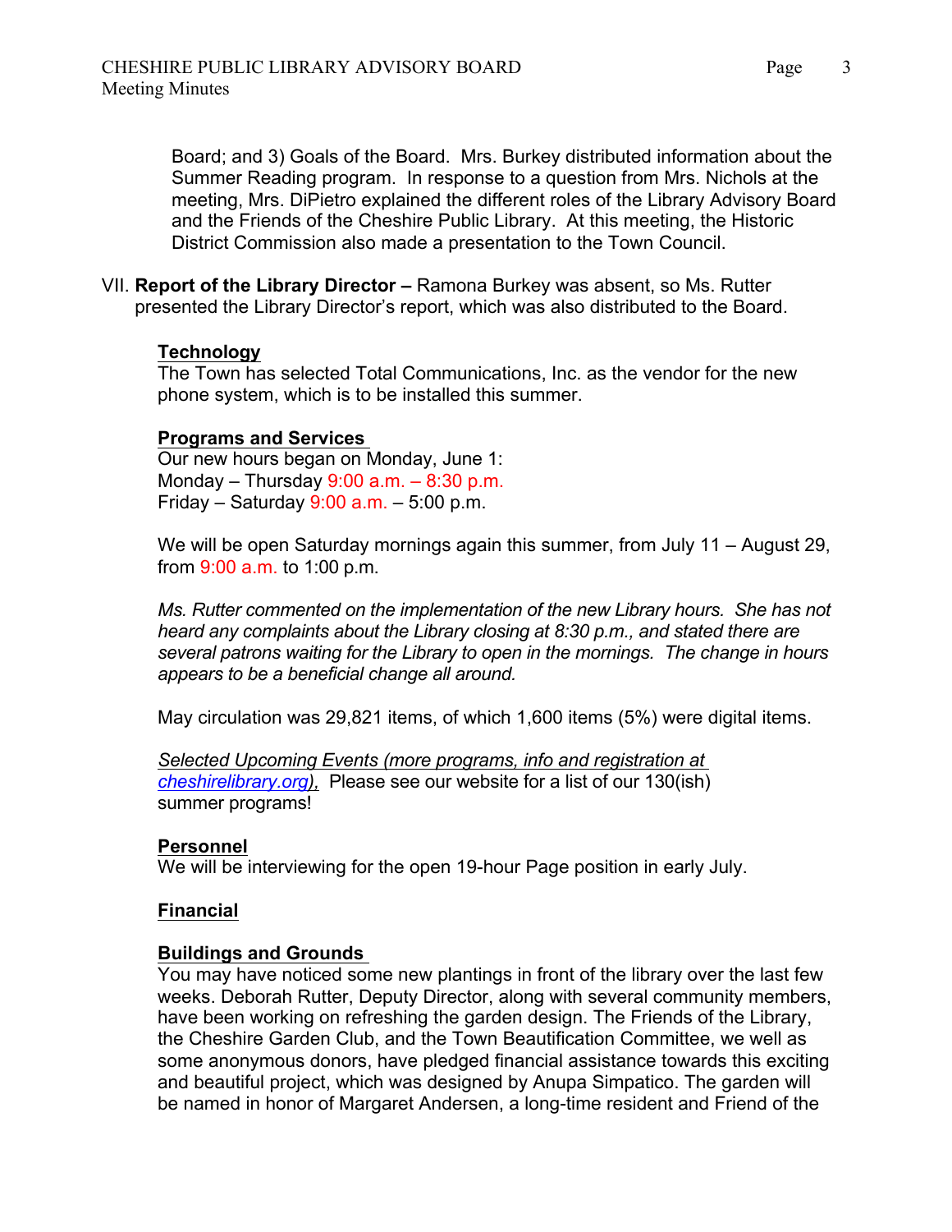Board; and 3) Goals of the Board. Mrs. Burkey distributed information about the Summer Reading program. In response to a question from Mrs. Nichols at the meeting, Mrs. DiPietro explained the different roles of the Library Advisory Board and the Friends of the Cheshire Public Library. At this meeting, the Historic District Commission also made a presentation to the Town Council.

VII. **Report of the Library Director –** Ramona Burkey was absent, so Ms. Rutter presented the Library Director's report, which was also distributed to the Board.

**Technology**
The Town has selected Total Communications, Inc. as the vendor for the new phone system, which is to be installed this summer.

**Programs and Services**
Our new hours began on Monday, June 1:
Monday – Thursday 9:00 a.m. – 8:30 p.m.
Friday – Saturday 9:00 a.m. – 5:00 p.m.

We will be open Saturday mornings again this summer, from July 11 – August 29, from 9:00 a.m. to 1:00 p.m.

*Ms. Rutter commented on the implementation of the new Library hours. She has not heard any complaints about the Library closing at 8:30 p.m., and stated there are several patrons waiting for the Library to open in the mornings. The change in hours appears to be a beneficial change all around.*

May circulation was 29,821 items, of which 1,600 items (5%) were digital items.

*Selected Upcoming Events (more programs, info and registration at cheshirelibrary.org),* Please see our website for a list of our 130(ish) summer programs!

**Personnel**
We will be interviewing for the open 19-hour Page position in early July.

**Financial**

**Buildings and Grounds**
You may have noticed some new plantings in front of the library over the last few weeks. Deborah Rutter, Deputy Director, along with several community members, have been working on refreshing the garden design. The Friends of the Library, the Cheshire Garden Club, and the Town Beautification Committee, we well as some anonymous donors, have pledged financial assistance towards this exciting and beautiful project, which was designed by Anupa Simpatico. The garden will be named in honor of Margaret Andersen, a long-time resident and Friend of the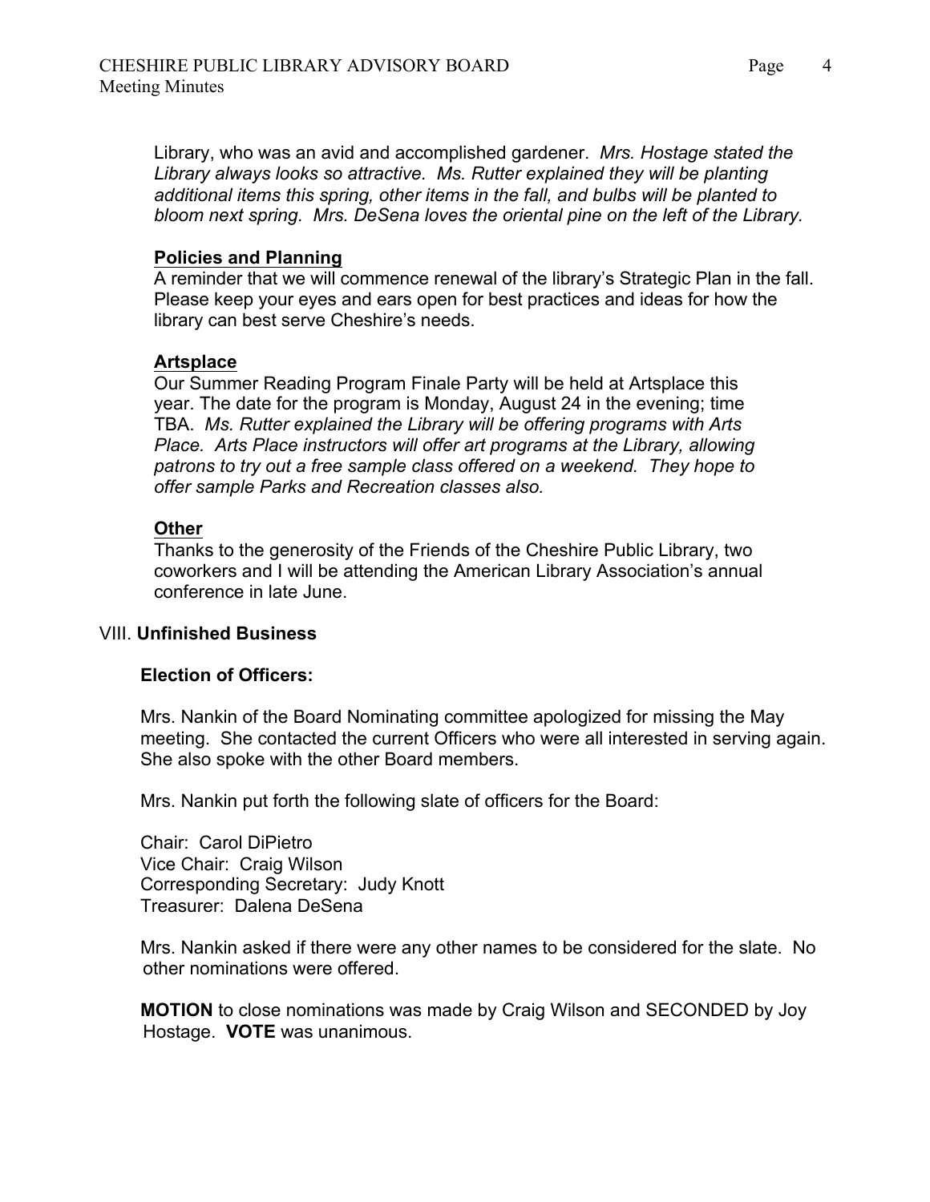Library, who was an avid and accomplished gardener. *Mrs. Hostage stated the Library always looks so attractive. Ms. Rutter explained they will be planting additional items this spring, other items in the fall, and bulbs will be planted to bloom next spring. Mrs. DeSena loves the oriental pine on the left of the Library.*

**Policies and Planning**

A reminder that we will commence renewal of the library's Strategic Plan in the fall. Please keep your eyes and ears open for best practices and ideas for how the library can best serve Cheshire's needs.

**Artsplace**

Our Summer Reading Program Finale Party will be held at Artsplace this year. The date for the program is Monday, August 24 in the evening; time TBA. *Ms. Rutter explained the Library will be offering programs with Arts Place. Arts Place instructors will offer art programs at the Library, allowing patrons to try out a free sample class offered on a weekend. They hope to offer sample Parks and Recreation classes also.*

**Other**

Thanks to the generosity of the Friends of the Cheshire Public Library, two coworkers and I will be attending the American Library Association's annual conference in late June.

## VIII. Unfinished Business

**Election of Officers:**

Mrs. Nankin of the Board Nominating committee apologized for missing the May meeting. She contacted the current Officers who were all interested in serving again. She also spoke with the other Board members.

Mrs. Nankin put forth the following slate of officers for the Board:

Chair: Carol DiPietro
Vice Chair: Craig Wilson
Corresponding Secretary: Judy Knott
Treasurer: Dalena DeSena

Mrs. Nankin asked if there were any other names to be considered for the slate. No other nominations were offered.

**MOTION** to close nominations was made by Craig Wilson and SECONDED by Joy Hostage. **VOTE** was unanimous.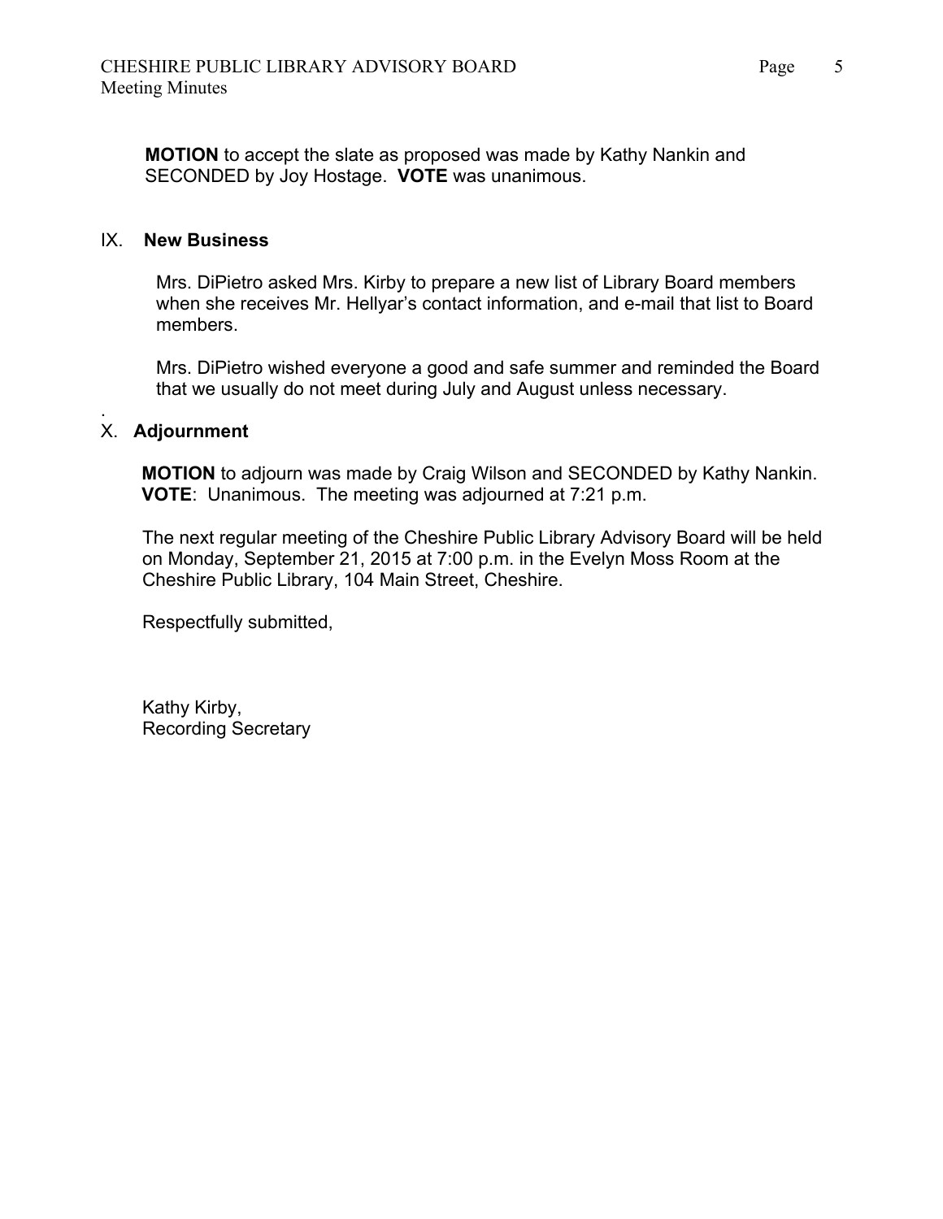**MOTION** to accept the slate as proposed was made by Kathy Nankin and SECONDED by Joy Hostage. **VOTE** was unanimous.

## IX. New Business

Mrs. DiPietro asked Mrs. Kirby to prepare a new list of Library Board members when she receives Mr. Hellyar's contact information, and e-mail that list to Board members.

Mrs. DiPietro wished everyone a good and safe summer and reminded the Board that we usually do not meet during July and August unless necessary.

.

## X. Adjournment

**MOTION** to adjourn was made by Craig Wilson and SECONDED by Kathy Nankin. **VOTE**: Unanimous. The meeting was adjourned at 7:21 p.m.

The next regular meeting of the Cheshire Public Library Advisory Board will be held on Monday, September 21, 2015 at 7:00 p.m. in the Evelyn Moss Room at the Cheshire Public Library, 104 Main Street, Cheshire.

Respectfully submitted,

Kathy Kirby,  
Recording Secretary